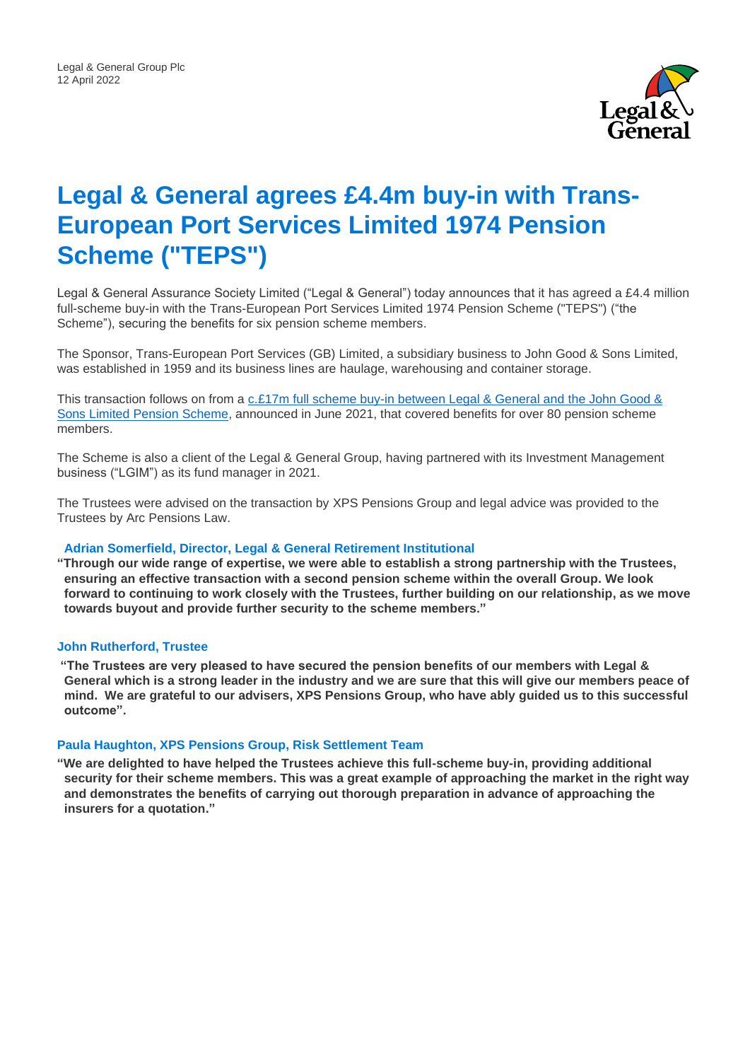Legal & General Group Plc
12 April 2022

# Legal & General agrees £4.4m buy-in with Trans-European Port Services Limited 1974 Pension Scheme ("TEPS")

Legal & General Assurance Society Limited ("Legal & General") today announces that it has agreed a £4.4 million full-scheme buy-in with the Trans-European Port Services Limited 1974 Pension Scheme ("TEPS") ("the Scheme"), securing the benefits for six pension scheme members.

The Sponsor, Trans-European Port Services (GB) Limited, a subsidiary business to John Good & Sons Limited, was established in 1959 and its business lines are haulage, warehousing and container storage.

This transaction follows on from a c.£17m full scheme buy-in between Legal & General and the John Good & Sons Limited Pension Scheme, announced in June 2021, that covered benefits for over 80 pension scheme members.

The Scheme is also a client of the Legal & General Group, having partnered with its Investment Management business ("LGIM") as its fund manager in 2021.

The Trustees were advised on the transaction by XPS Pensions Group and legal advice was provided to the Trustees by Arc Pensions Law.

### Adrian Somerfield, Director, Legal & General Retirement Institutional

**"Through our wide range of expertise, we were able to establish a strong partnership with the Trustees, ensuring an effective transaction with a second pension scheme within the overall Group. We look forward to continuing to work closely with the Trustees, further building on our relationship, as we move towards buyout and provide further security to the scheme members."**

### John Rutherford, Trustee

**"The Trustees are very pleased to have secured the pension benefits of our members with Legal & General which is a strong leader in the industry and we are sure that this will give our members peace of mind. We are grateful to our advisers, XPS Pensions Group, who have ably guided us to this successful outcome".**

### Paula Haughton, XPS Pensions Group, Risk Settlement Team

**"We are delighted to have helped the Trustees achieve this full-scheme buy-in, providing additional security for their scheme members. This was a great example of approaching the market in the right way and demonstrates the benefits of carrying out thorough preparation in advance of approaching the insurers for a quotation."**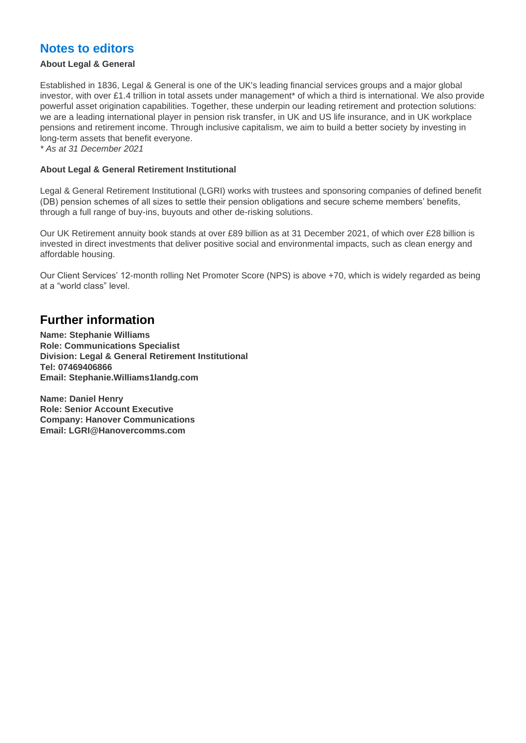## Notes to editors

**About Legal & General**

Established in 1836, Legal & General is one of the UK's leading financial services groups and a major global investor, with over £1.4 trillion in total assets under management* of which a third is international. We also provide powerful asset origination capabilities. Together, these underpin our leading retirement and protection solutions: we are a leading international player in pension risk transfer, in UK and US life insurance, and in UK workplace pensions and retirement income. Through inclusive capitalism, we aim to build a better society by investing in long-term assets that benefit everyone.

*\* As at 31 December 2021*

**About Legal & General Retirement Institutional**

Legal & General Retirement Institutional (LGRI) works with trustees and sponsoring companies of defined benefit (DB) pension schemes of all sizes to settle their pension obligations and secure scheme members' benefits, through a full range of buy-ins, buyouts and other de-risking solutions.

Our UK Retirement annuity book stands at over £89 billion as at 31 December 2021, of which over £28 billion is invested in direct investments that deliver positive social and environmental impacts, such as clean energy and affordable housing.

Our Client Services' 12-month rolling Net Promoter Score (NPS) is above +70, which is widely regarded as being at a "world class" level.

## Further information

**Name: Stephanie Williams**
**Role: Communications Specialist**
**Division: Legal & General Retirement Institutional**
**Tel: 07469406866**
**Email: Stephanie.Williams1landg.com**

**Name: Daniel Henry**
**Role: Senior Account Executive**
**Company: Hanover Communications**
**Email: LGRI@Hanovercomms.com**